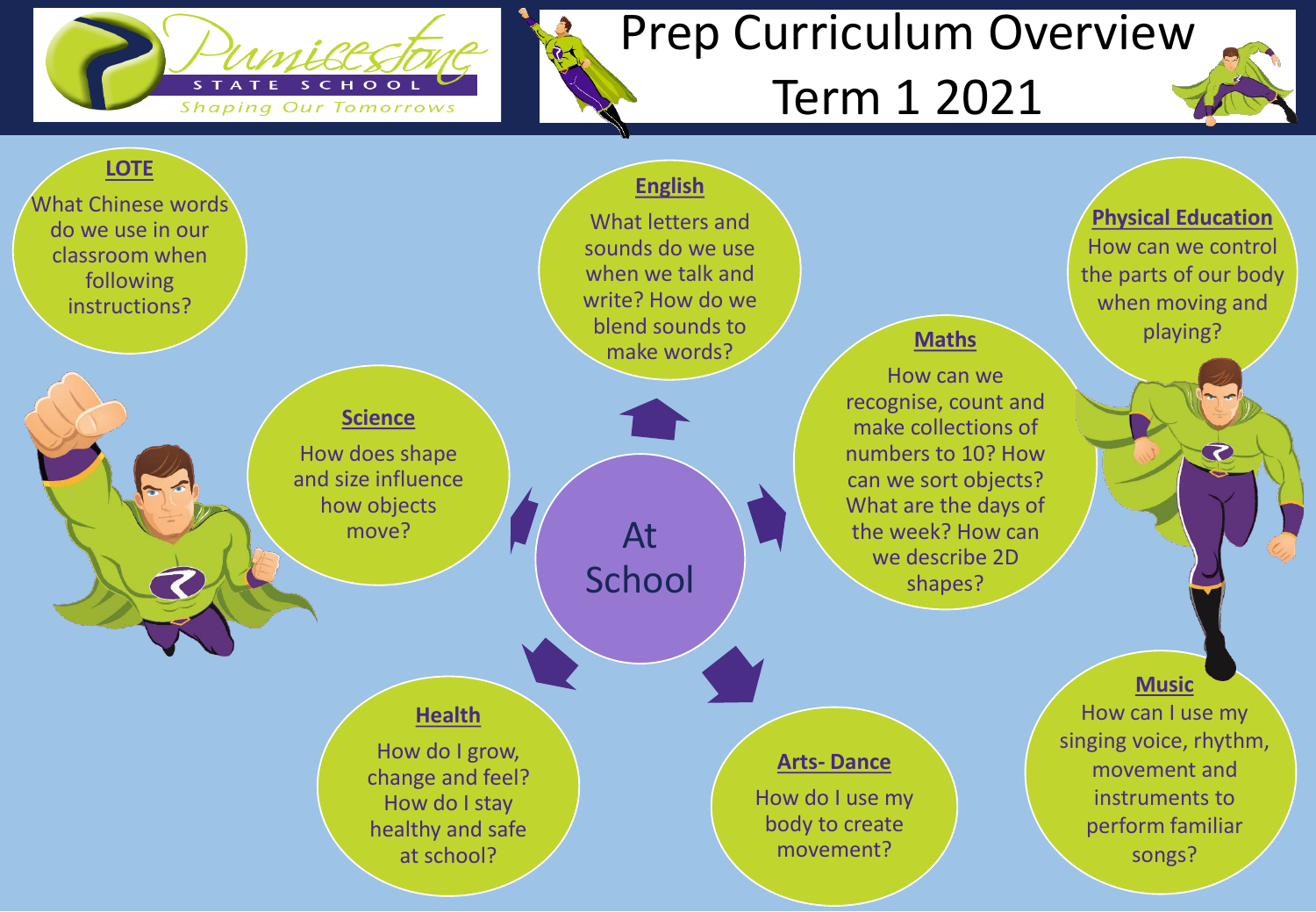Pumicestone State School
*Shaping Our Tomorrows*

# Prep Curriculum Overview Term 1 2021

## At School

### LOTE
What Chinese words do we use in our classroom when following instructions?

### English
What letters and sounds do we use when we talk and write? How do we blend sounds to make words?

### Physical Education
How can we control the parts of our body when moving and playing?

### Science
How does shape and size influence how objects move?

### Maths
How can we recognise, count and make collections of numbers to 10? How can we sort objects? What are the days of the week? How can we describe 2D shapes?

### Health
How do I grow, change and feel? How do I stay healthy and safe at school?

### Arts- Dance
How do I use my body to create movement?

### Music
How can I use my singing voice, rhythm, movement and instruments to perform familiar songs?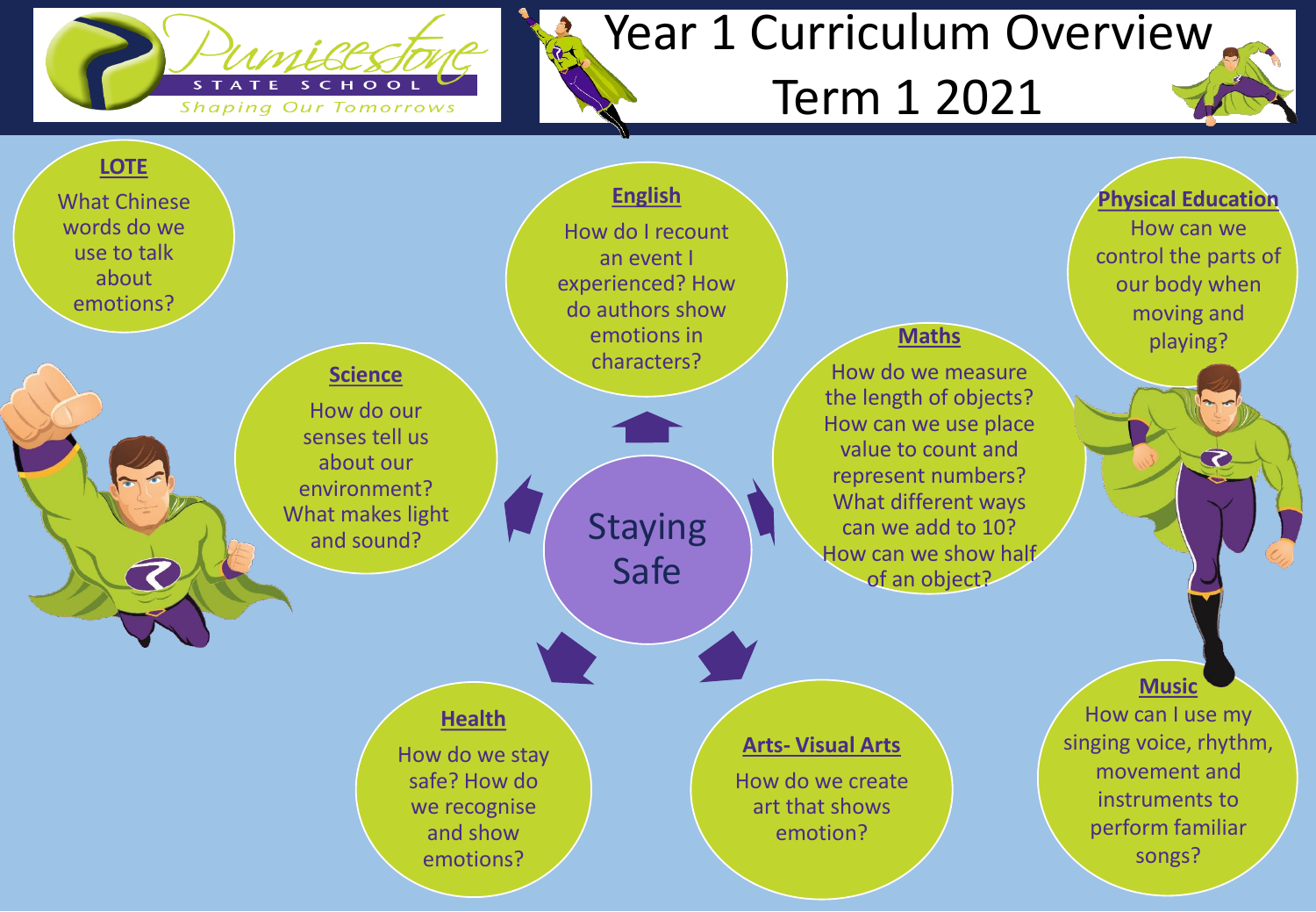# Year 1 Curriculum Overview Term 1 2021

Pumicestone State School — Shaping Our Tomorrows

## Staying Safe

### LOTE
What Chinese words do we use to talk about emotions?

### English
How do I recount an event I experienced? How do authors show emotions in characters?

### Physical Education
How can we control the parts of our body when moving and playing?

### Science
How do our senses tell us about our environment? What makes light and sound?

### Maths
How do we measure the length of objects? How can we use place value to count and represent numbers? What different ways can we add to 10? How can we show half of an object?

### Health
How do we stay safe? How do we recognise and show emotions?

### Arts- Visual Arts
How do we create art that shows emotion?

### Music
How can I use my singing voice, rhythm, movement and instruments to perform familiar songs?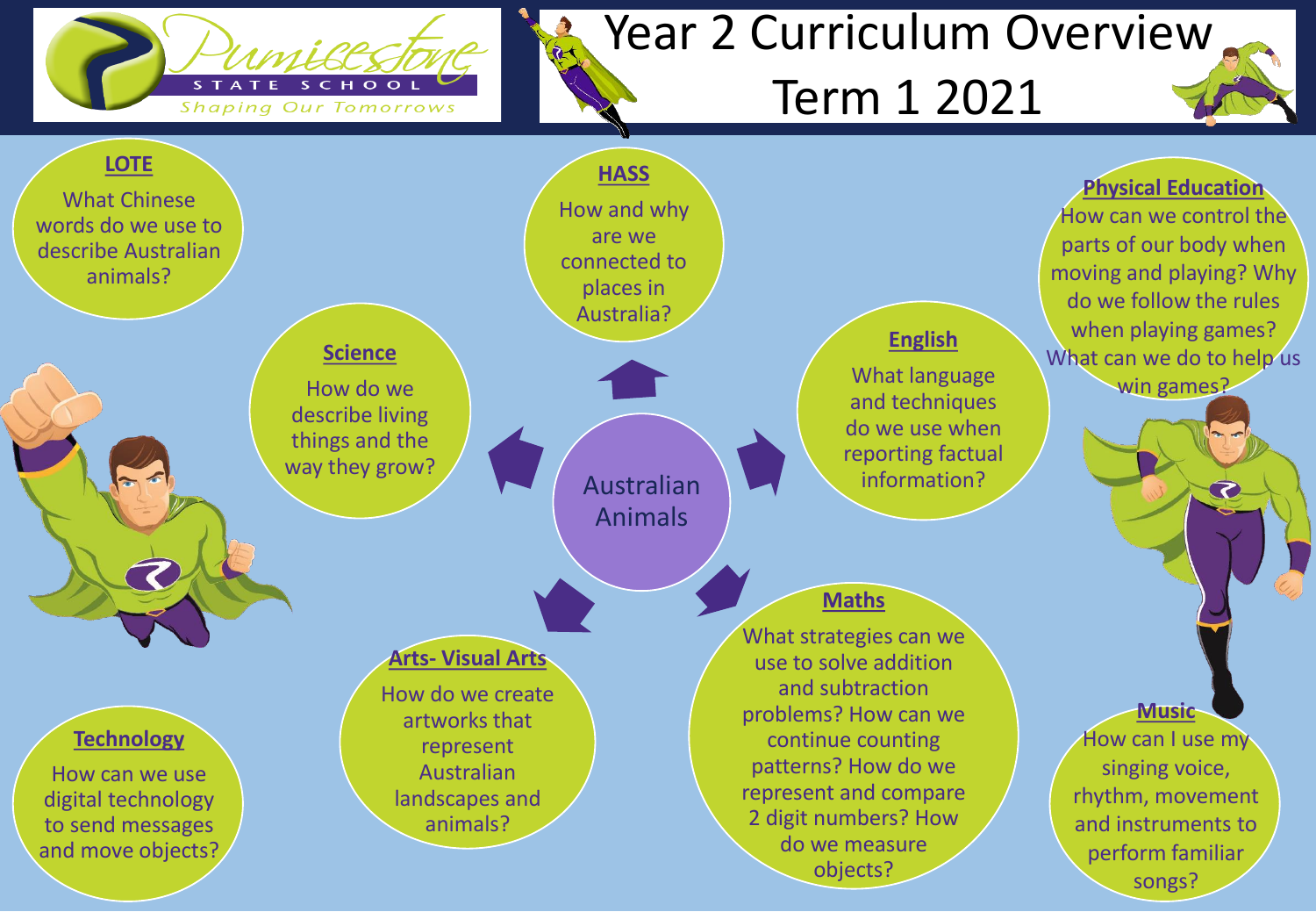# Year 2 Curriculum Overview Term 1 2021

Pumicestone State School — Shaping Our Tomorrows

## Australian Animals

### LOTE
What Chinese words do we use to describe Australian animals?

### HASS
How and why are we connected to places in Australia?

### Physical Education
How can we control the parts of our body when moving and playing? Why do we follow the rules when playing games? What can we do to help us win games?

### Science
How do we describe living things and the way they grow?

### English
What language and techniques do we use when reporting factual information?

### Arts- Visual Arts
How do we create artworks that represent Australian landscapes and animals?

### Maths
What strategies can we use to solve addition and subtraction problems? How can we continue counting patterns? How do we represent and compare 2 digit numbers? How do we measure objects?

### Technology
How can we use digital technology to send messages and move objects?

### Music
How can I use my singing voice, rhythm, movement and instruments to perform familiar songs?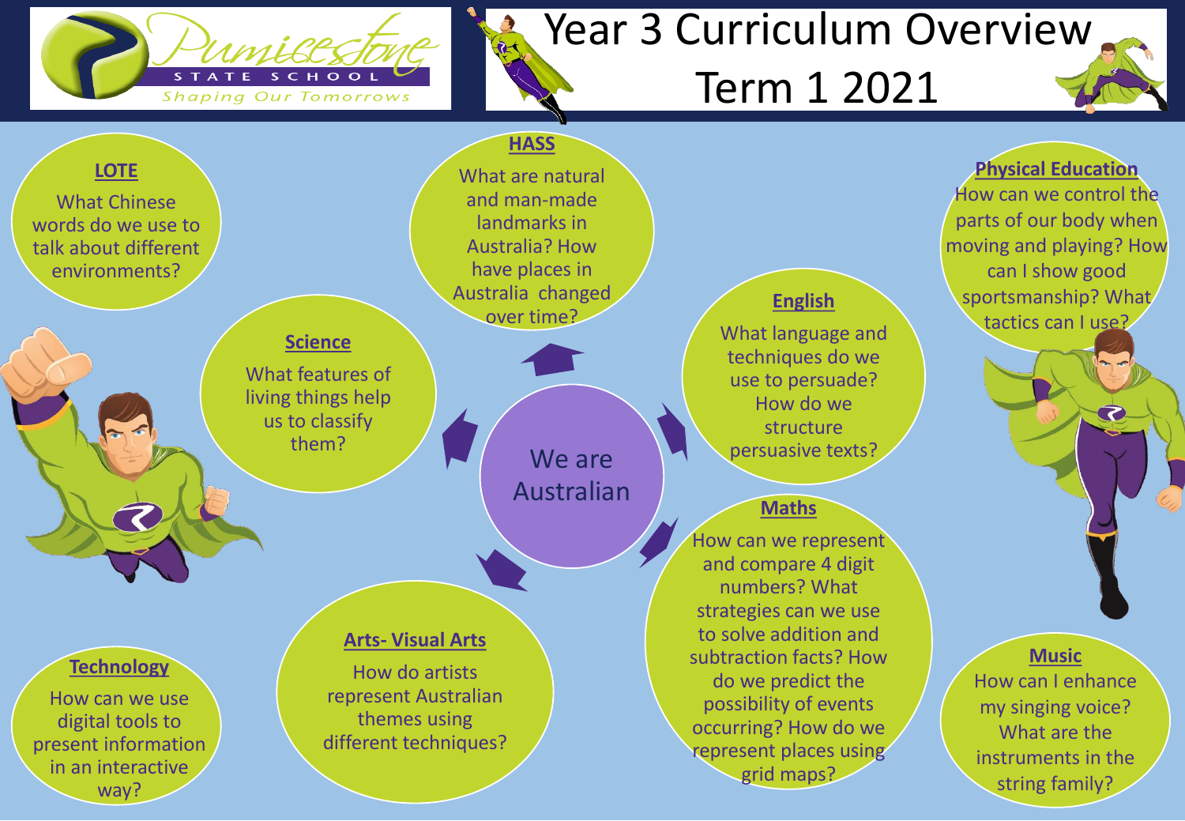Pumicestone State School — *Shaping Our Tomorrows*

# Year 3 Curriculum Overview Term 1 2021

## We are Australian

### LOTE
What Chinese words do we use to talk about different environments?

### HASS
What are natural and man-made landmarks in Australia? How have places in Australia changed over time?

### Physical Education
How can we control the parts of our body when moving and playing? How can I show good sportsmanship? What tactics can I use?

### Science
What features of living things help us to classify them?

### English
What language and techniques do we use to persuade? How do we structure persuasive texts?

### Maths
How can we represent and compare 4 digit numbers? What strategies can we use to solve addition and subtraction facts? How do we predict the possibility of events occurring? How do we represent places using grid maps?

### Arts- Visual Arts
How do artists represent Australian themes using different techniques?

### Technology
How can we use digital tools to present information in an interactive way?

### Music
How can I enhance my singing voice? What are the instruments in the string family?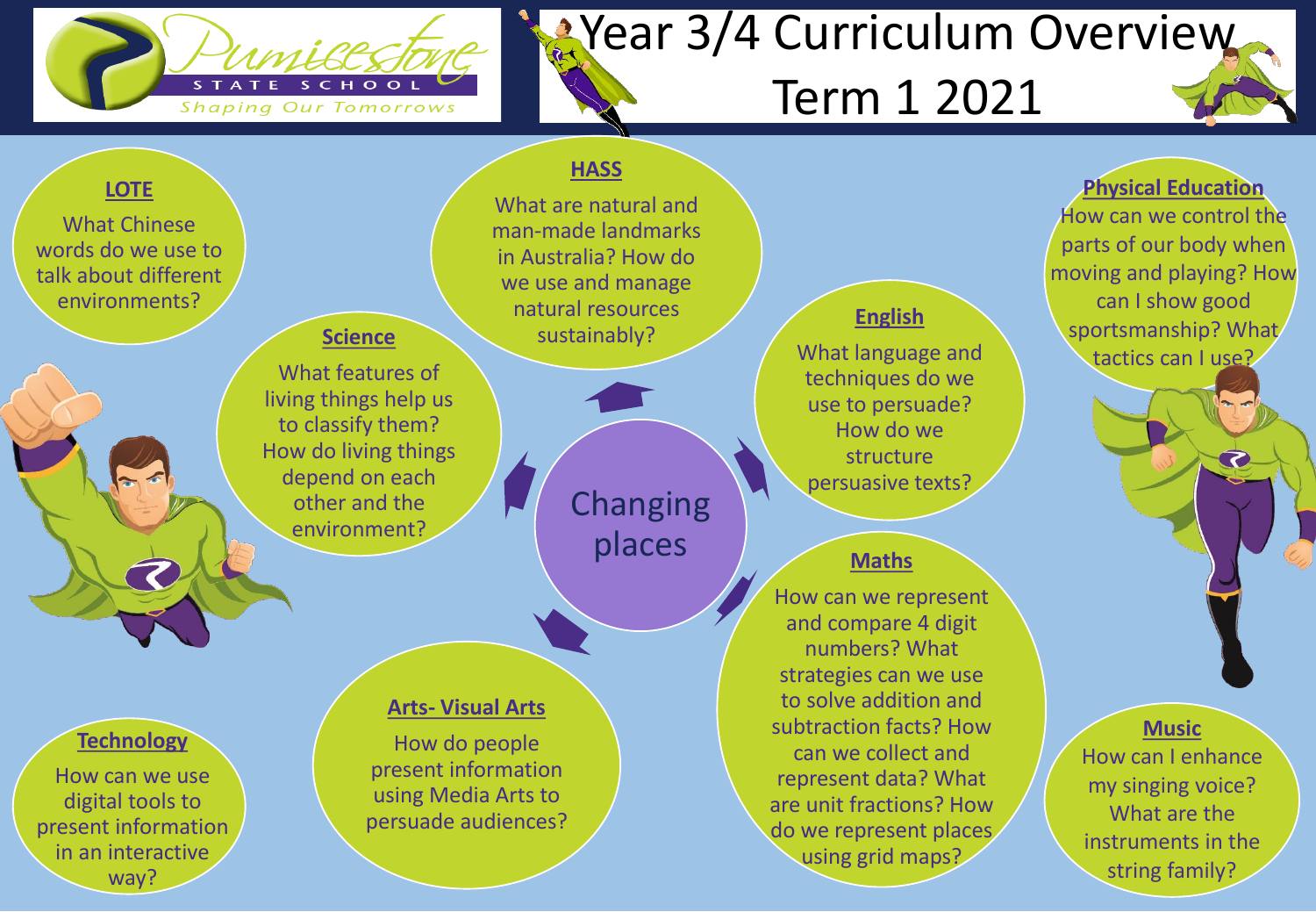Pumicestone STATE SCHOOL

Shaping Our Tomorrows

# Year 3/4 Curriculum Overview Term 1 2021

## Changing places

### LOTE

What Chinese words do we use to talk about different environments?

### HASS

What are natural and man-made landmarks in Australia? How do we use and manage natural resources sustainably?

### Physical Education

How can we control the parts of our body when moving and playing? How can I show good sportsmanship? What tactics can I use?

### Science

What features of living things help us to classify them? How do living things depend on each other and the environment?

### English

What language and techniques do we use to persuade? How do we structure persuasive texts?

### Maths

How can we represent and compare 4 digit numbers? What strategies can we use to solve addition and subtraction facts? How can we collect and represent data? What are unit fractions? How do we represent places using grid maps?

### Technology

How can we use digital tools to present information in an interactive way?

### Arts- Visual Arts

How do people present information using Media Arts to persuade audiences?

### Music

How can I enhance my singing voice? What are the instruments in the string family?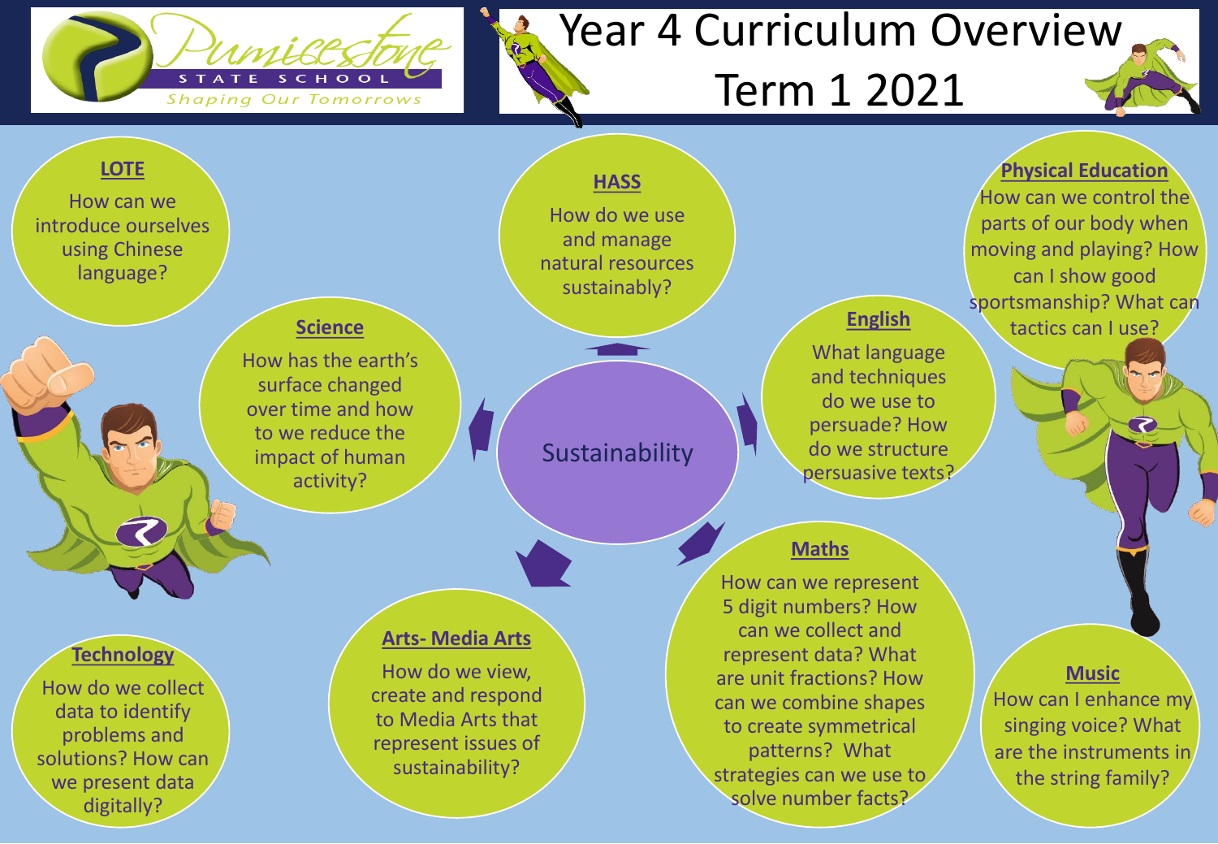Pumicestone STATE SCHOOL

Shaping Our Tomorrows

# Year 4 Curriculum Overview Term 1 2021

## Sustainability

### LOTE
How can we introduce ourselves using Chinese language?

### HASS
How do we use and manage natural resources sustainably?

### Physical Education
How can we control the parts of our body when moving and playing? How can I show good sportsmanship? What can tactics can I use?

### Science
How has the earth's surface changed over time and how to we reduce the impact of human activity?

### English
What language and techniques do we use to persuade? How do we structure persuasive texts?

### Maths
How can we represent 5 digit numbers? How can we collect and represent data? What are unit fractions? How can we combine shapes to create symmetrical patterns? What strategies can we use to solve number facts?

### Arts- Media Arts
How do we view, create and respond to Media Arts that represent issues of sustainability?

### Technology
How do we collect data to identify problems and solutions? How can we present data digitally?

### Music
How can I enhance my singing voice? What are the instruments in the string family?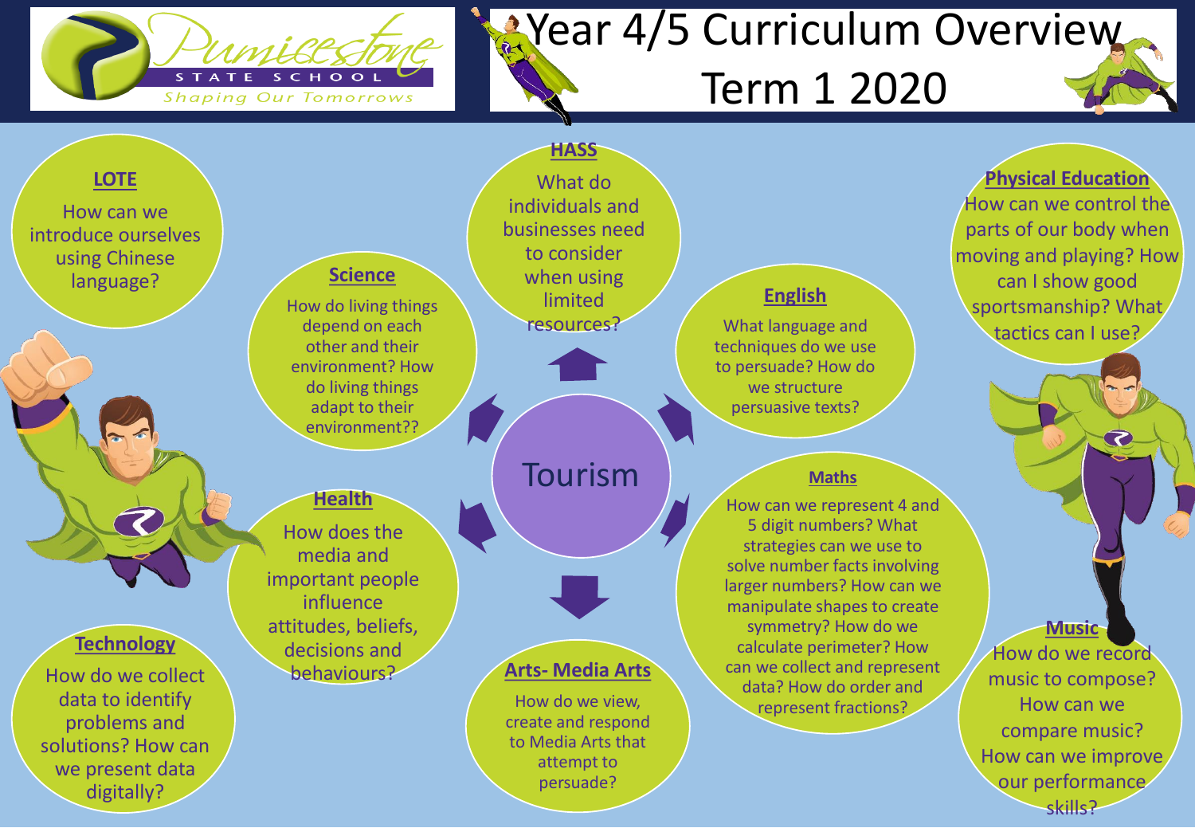# Year 4/5 Curriculum Overview Term 1 2020

Pumicestone State School — Shaping Our Tomorrows

## Tourism

### HASS
What do individuals and businesses need to consider when using limited resources?

### English
What language and techniques do we use to persuade? How do we structure persuasive texts?

### Maths
How can we represent 4 and 5 digit numbers? What strategies can we use to solve number facts involving larger numbers? How can we manipulate shapes to create symmetry? How do we calculate perimeter? How can we collect and represent data? How do order and represent fractions?

### Arts- Media Arts
How do we view, create and respond to Media Arts that attempt to persuade?

### Health
How does the media and important people influence attitudes, beliefs, decisions and behaviours?

### Science
How do living things depend on each other and their environment? How do living things adapt to their environment??

### LOTE
How can we introduce ourselves using Chinese language?

### Physical Education
How can we control the parts of our body when moving and playing? How can I show good sportsmanship? What tactics can I use?

### Technology
How do we collect data to identify problems and solutions? How can we present data digitally?

### Music
How do we record music to compose? How can we compare music? How can we improve our performance skills?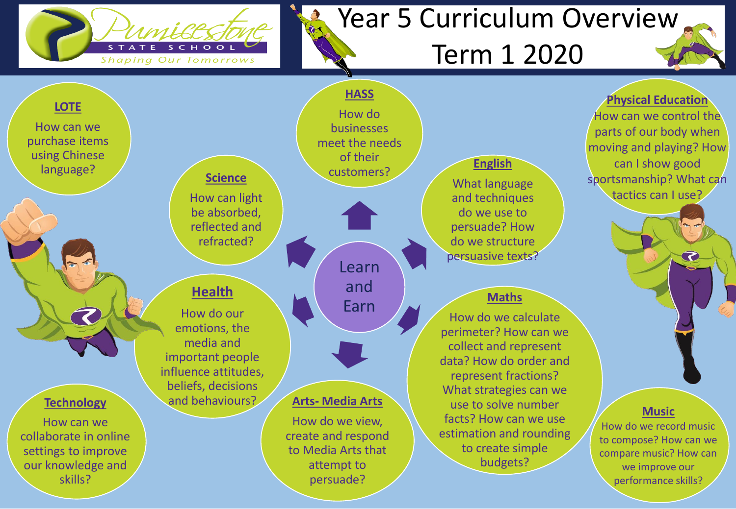Pumicestone State School

Shaping Our Tomorrows

# Year 5 Curriculum Overview Term 1 2020

## Learn and Earn

### LOTE

How can we purchase items using Chinese language?

### HASS

How do businesses meet the needs of their customers?

### Physical Education

How can we control the parts of our body when moving and playing? How can I show good sportsmanship? What can tactics can I use?

### Science

How can light be absorbed, reflected and refracted?

### English

What language and techniques do we use to persuade? How do we structure persuasive texts?

### Health

How do our emotions, the media and important people influence attitudes, beliefs, decisions and behaviours?

### Maths

How do we calculate perimeter? How can we collect and represent data? How do order and represent fractions? What strategies can we use to solve number facts? How can we use estimation and rounding to create simple budgets?

### Technology

How can we collaborate in online settings to improve our knowledge and skills?

### Arts- Media Arts

How do we view, create and respond to Media Arts that attempt to persuade?

### Music

How do we record music to compose? How can we compare music? How can we improve our performance skills?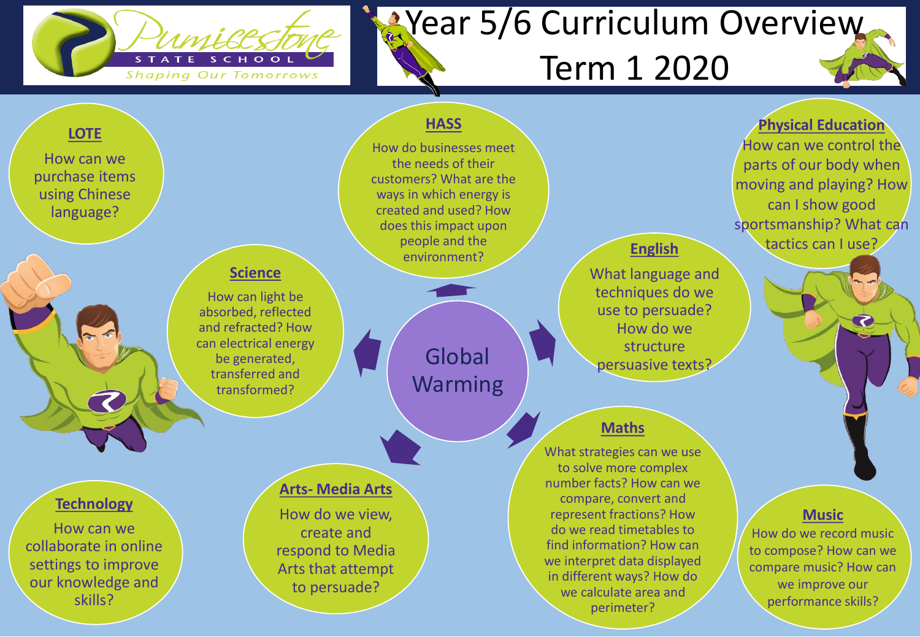Pumicestone State School

Shaping Our Tomorrows

# Year 5/6 Curriculum Overview Term 1 2020

## Global Warming

### LOTE

How can we purchase items using Chinese language?

### HASS

How do businesses meet the needs of their customers? What are the ways in which energy is created and used? How does this impact upon people and the environment?

### Physical Education

How can we control the parts of our body when moving and playing? How can I show good sportsmanship? What can tactics can I use?

### Science

How can light be absorbed, reflected and refracted? How can electrical energy be generated, transferred and transformed?

### English

What language and techniques do we use to persuade? How do we structure persuasive texts?

### Maths

What strategies can we use to solve more complex number facts? How can we compare, convert and represent fractions? How do we read timetables to find information? How can we interpret data displayed in different ways? How do we calculate area and perimeter?

### Technology

How can we collaborate in online settings to improve our knowledge and skills?

### Arts- Media Arts

How do we view, create and respond to Media Arts that attempt to persuade?

### Music

How do we record music to compose? How can we compare music? How can we improve our performance skills?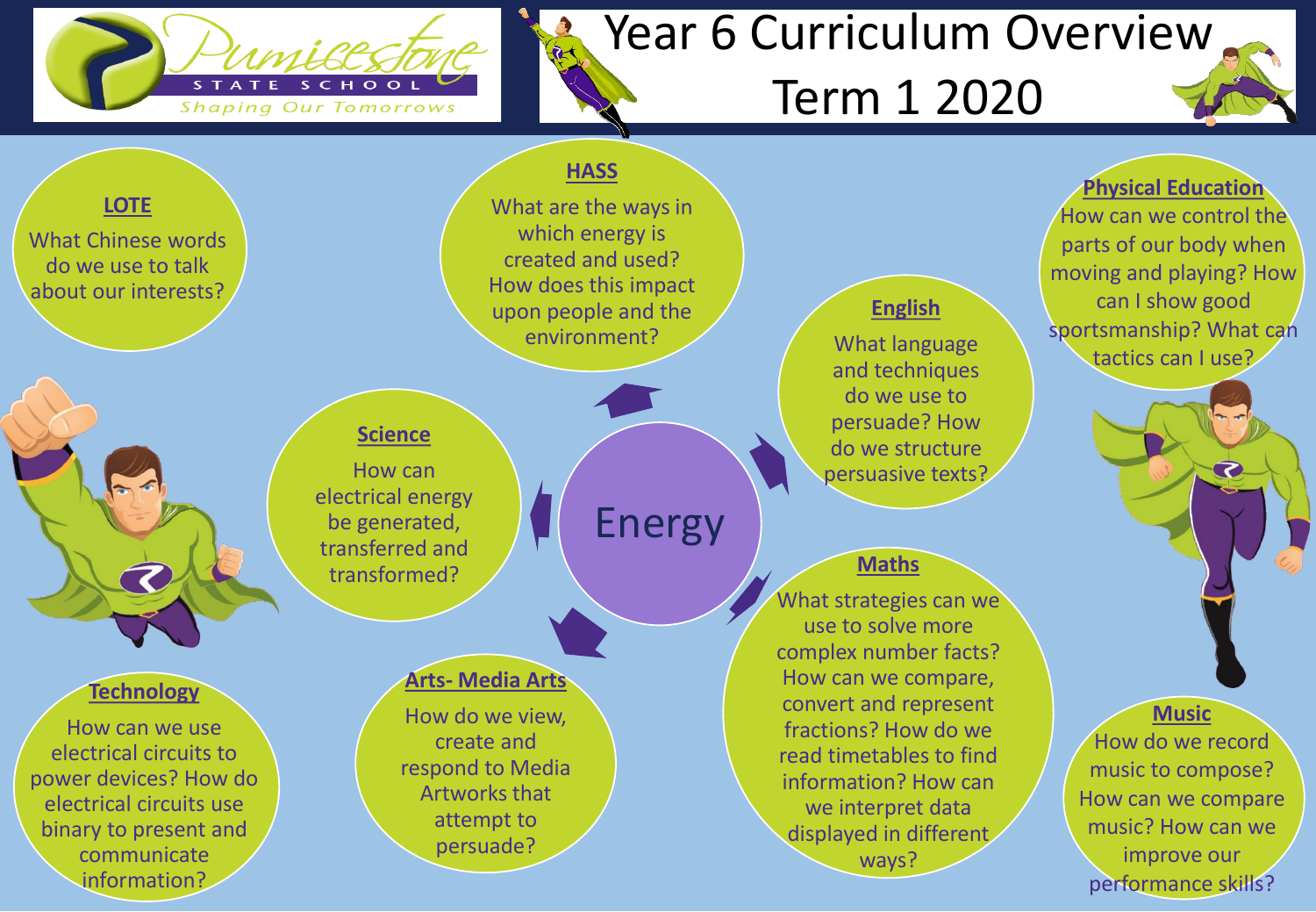Pumicestone State School

Shaping Our Tomorrows

# Year 6 Curriculum Overview Term 1 2020

## Energy

### LOTE

What Chinese words do we use to talk about our interests?

### HASS

What are the ways in which energy is created and used? How does this impact upon people and the environment?

### Physical Education

How can we control the parts of our body when moving and playing? How can I show good sportsmanship? What can tactics can I use?

### English

What language and techniques do we use to persuade? How do we structure persuasive texts?

### Science

How can electrical energy be generated, transferred and transformed?

### Maths

What strategies can we use to solve more complex number facts? How can we compare, convert and represent fractions? How do we read timetables to find information? How can we interpret data displayed in different ways?

### Technology

How can we use electrical circuits to power devices? How do electrical circuits use binary to present and communicate information?

### Arts- Media Arts

How do we view, create and respond to Media Artworks that attempt to persuade?

### Music

How do we record music to compose? How can we compare music? How can we improve our performance skills?